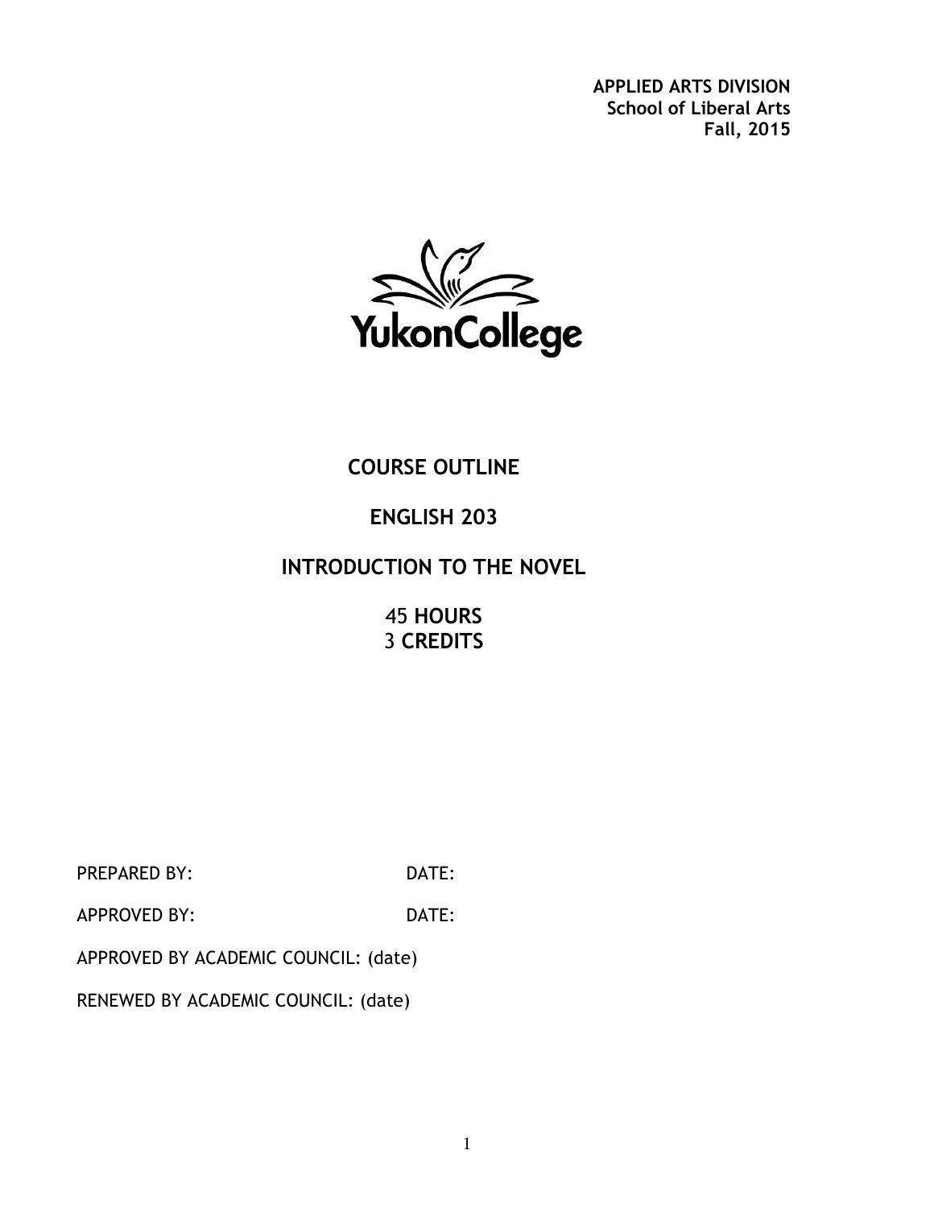**APPLIED ARTS DIVISION**
**School of Liberal Arts**
**Fall, 2015**

YukonCollege

# COURSE OUTLINE

# ENGLISH 203

# INTRODUCTION TO THE NOVEL

**45 HOURS**
**3 CREDITS**

PREPARED BY: DATE:

APPROVED BY: DATE:

APPROVED BY ACADEMIC COUNCIL: (date)

RENEWED BY ACADEMIC COUNCIL: (date)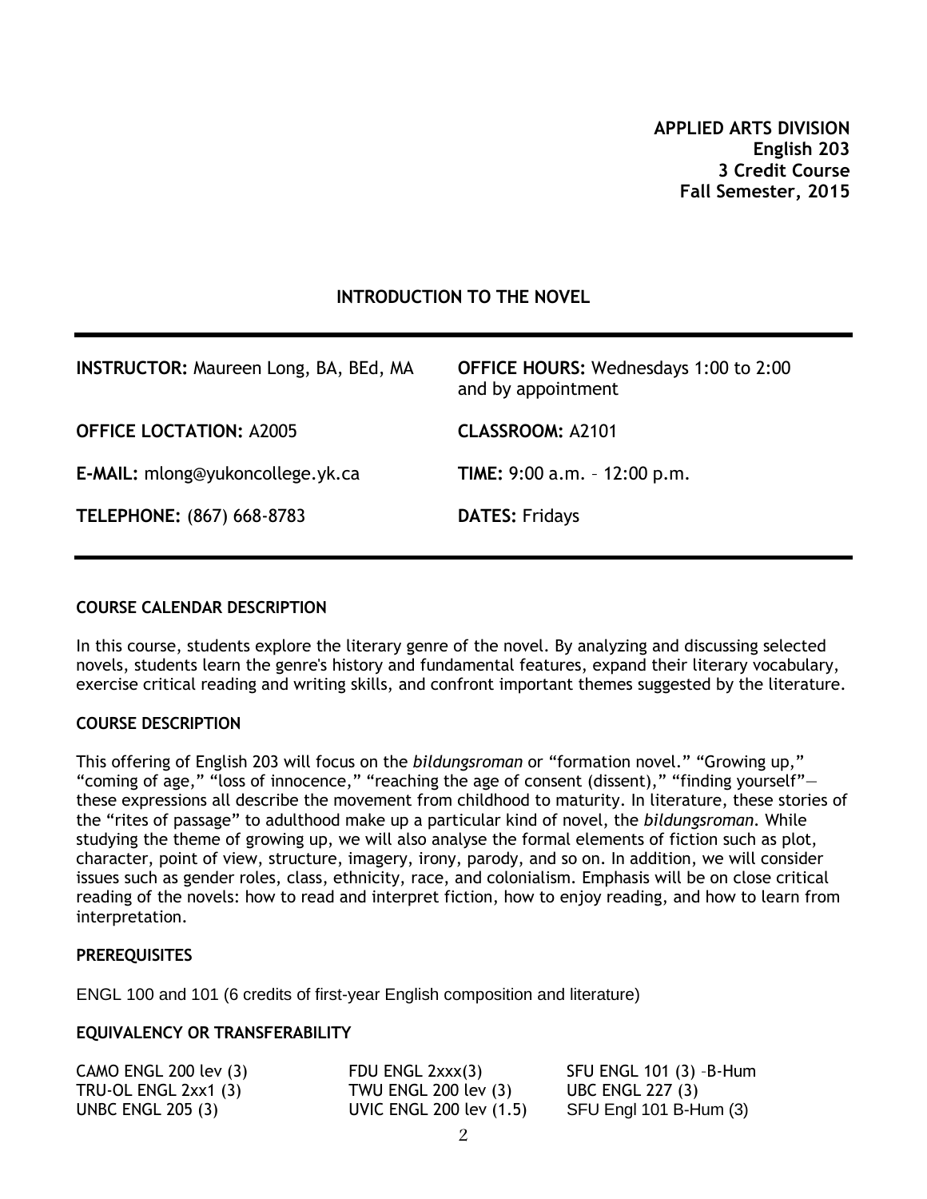**APPLIED ARTS DIVISION**
**English 203**
**3 Credit Course**
**Fall Semester, 2015**

## INTRODUCTION TO THE NOVEL

| | |
|---|---|
| **INSTRUCTOR:** Maureen Long, BA, BEd, MA | **OFFICE HOURS:** Wednesdays 1:00 to 2:00 and by appointment |
| **OFFICE LOCTATION:** A2005 | **CLASSROOM:** A2101 |
| **E-MAIL:** mlong@yukoncollege.yk.ca | **TIME:** 9:00 a.m. – 12:00 p.m. |
| **TELEPHONE:** (867) 668-8783 | **DATES:** Fridays |

### COURSE CALENDAR DESCRIPTION

In this course, students explore the literary genre of the novel. By analyzing and discussing selected novels, students learn the genre's history and fundamental features, expand their literary vocabulary, exercise critical reading and writing skills, and confront important themes suggested by the literature.

### COURSE DESCRIPTION

This offering of English 203 will focus on the *bildungsroman* or "formation novel." "Growing up," "coming of age," "loss of innocence," "reaching the age of consent (dissent)," "finding yourself"—these expressions all describe the movement from childhood to maturity. In literature, these stories of the "rites of passage" to adulthood make up a particular kind of novel, the *bildungsroman*. While studying the theme of growing up, we will also analyse the formal elements of fiction such as plot, character, point of view, structure, imagery, irony, parody, and so on. In addition, we will consider issues such as gender roles, class, ethnicity, race, and colonialism. Emphasis will be on close critical reading of the novels: how to read and interpret fiction, how to enjoy reading, and how to learn from interpretation.

### PREREQUISITES

ENGL 100 and 101 (6 credits of first-year English composition and literature)

### EQUIVALENCY OR TRANSFERABILITY

| | | |
|---|---|---|
| CAMO ENGL 200 lev (3) | FDU ENGL 2xxx(3) | SFU ENGL 101 (3) –B-Hum |
| TRU-OL ENGL 2xx1 (3) | TWU ENGL 200 lev (3) | UBC ENGL 227 (3) |
| UNBC ENGL 205 (3) | UVIC ENGL 200 lev (1.5) | SFU Engl 101 B-Hum (3) |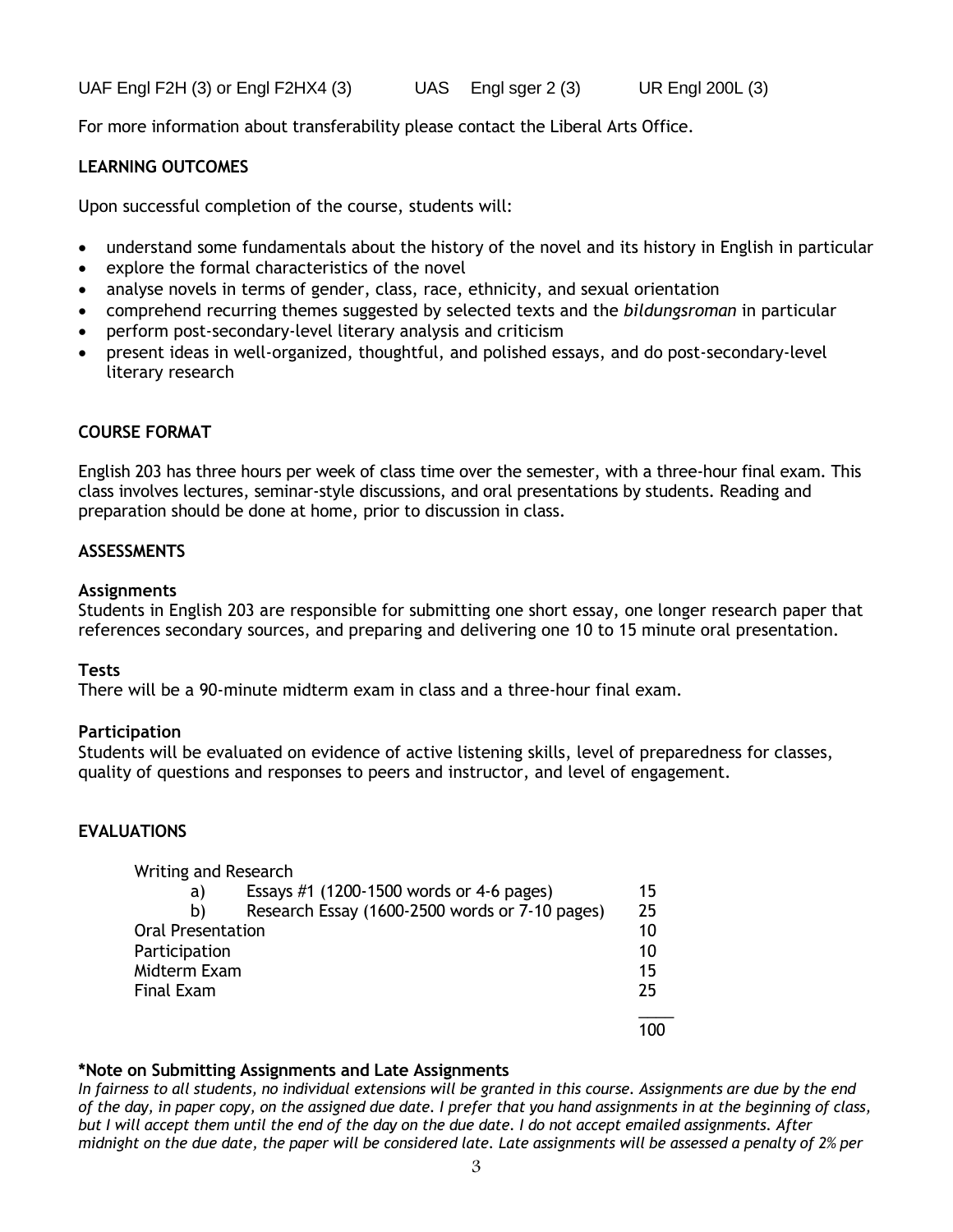UAF Engl F2H (3) or Engl F2HX4 (3)   UAS Engl sger 2 (3)   UR Engl 200L (3)

For more information about transferability please contact the Liberal Arts Office.

## LEARNING OUTCOMES

Upon successful completion of the course, students will:

- understand some fundamentals about the history of the novel and its history in English in particular
- explore the formal characteristics of the novel
- analyse novels in terms of gender, class, race, ethnicity, and sexual orientation
- comprehend recurring themes suggested by selected texts and the *bildungsroman* in particular
- perform post-secondary-level literary analysis and criticism
- present ideas in well-organized, thoughtful, and polished essays, and do post-secondary-level literary research

## COURSE FORMAT

English 203 has three hours per week of class time over the semester, with a three-hour final exam. This class involves lectures, seminar-style discussions, and oral presentations by students. Reading and preparation should be done at home, prior to discussion in class.

## ASSESSMENTS

### Assignments

Students in English 203 are responsible for submitting one short essay, one longer research paper that references secondary sources, and preparing and delivering one 10 to 15 minute oral presentation.

### Tests

There will be a 90-minute midterm exam in class and a three-hour final exam.

### Participation

Students will be evaluated on evidence of active listening skills, level of preparedness for classes, quality of questions and responses to peers and instructor, and level of engagement.

## EVALUATIONS

| Writing and Research | |
|---|---|
| a) Essays #1 (1200-1500 words or 4-6 pages) | 15 |
| b) Research Essay (1600-2500 words or 7-10 pages) | 25 |
| Oral Presentation | 10 |
| Participation | 10 |
| Midterm Exam | 15 |
| Final Exam | 25 |
| | 100 |

**\*Note on Submitting Assignments and Late Assignments**

*In fairness to all students, no individual extensions will be granted in this course. Assignments are due by the end of the day, in paper copy, on the assigned due date. I prefer that you hand assignments in at the beginning of class, but I will accept them until the end of the day on the due date. I do not accept emailed assignments. After midnight on the due date, the paper will be considered late. Late assignments will be assessed a penalty of 2% per*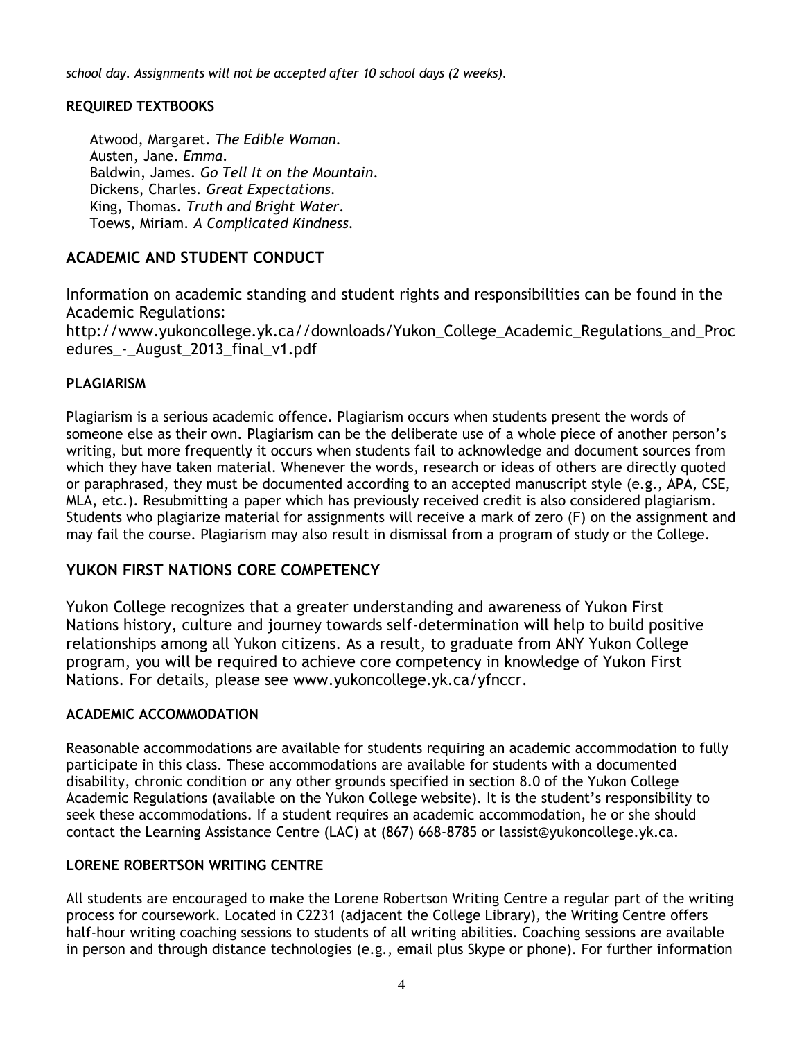*school day. Assignments will not be accepted after 10 school days (2 weeks).*

### REQUIRED TEXTBOOKS

Atwood, Margaret. *The Edible Woman*.
Austen, Jane. *Emma*.
Baldwin, James. *Go Tell It on the Mountain*.
Dickens, Charles. *Great Expectations*.
King, Thomas. *Truth and Bright Water*.
Toews, Miriam. *A Complicated Kindness*.

## ACADEMIC AND STUDENT CONDUCT

Information on academic standing and student rights and responsibilities can be found in the Academic Regulations:
http://www.yukoncollege.yk.ca//downloads/Yukon_College_Academic_Regulations_and_Procedures_-_August_2013_final_v1.pdf

### PLAGIARISM

Plagiarism is a serious academic offence. Plagiarism occurs when students present the words of someone else as their own. Plagiarism can be the deliberate use of a whole piece of another person's writing, but more frequently it occurs when students fail to acknowledge and document sources from which they have taken material. Whenever the words, research or ideas of others are directly quoted or paraphrased, they must be documented according to an accepted manuscript style (e.g., APA, CSE, MLA, etc.). Resubmitting a paper which has previously received credit is also considered plagiarism. Students who plagiarize material for assignments will receive a mark of zero (F) on the assignment and may fail the course. Plagiarism may also result in dismissal from a program of study or the College.

## YUKON FIRST NATIONS CORE COMPETENCY

Yukon College recognizes that a greater understanding and awareness of Yukon First Nations history, culture and journey towards self-determination will help to build positive relationships among all Yukon citizens. As a result, to graduate from ANY Yukon College program, you will be required to achieve core competency in knowledge of Yukon First Nations. For details, please see www.yukoncollege.yk.ca/yfnccr.

### ACADEMIC ACCOMMODATION

Reasonable accommodations are available for students requiring an academic accommodation to fully participate in this class. These accommodations are available for students with a documented disability, chronic condition or any other grounds specified in section 8.0 of the Yukon College Academic Regulations (available on the Yukon College website). It is the student's responsibility to seek these accommodations. If a student requires an academic accommodation, he or she should contact the Learning Assistance Centre (LAC) at (867) 668-8785 or lassist@yukoncollege.yk.ca.

### LORENE ROBERTSON WRITING CENTRE

All students are encouraged to make the Lorene Robertson Writing Centre a regular part of the writing process for coursework. Located in C2231 (adjacent the College Library), the Writing Centre offers half-hour writing coaching sessions to students of all writing abilities. Coaching sessions are available in person and through distance technologies (e.g., email plus Skype or phone). For further information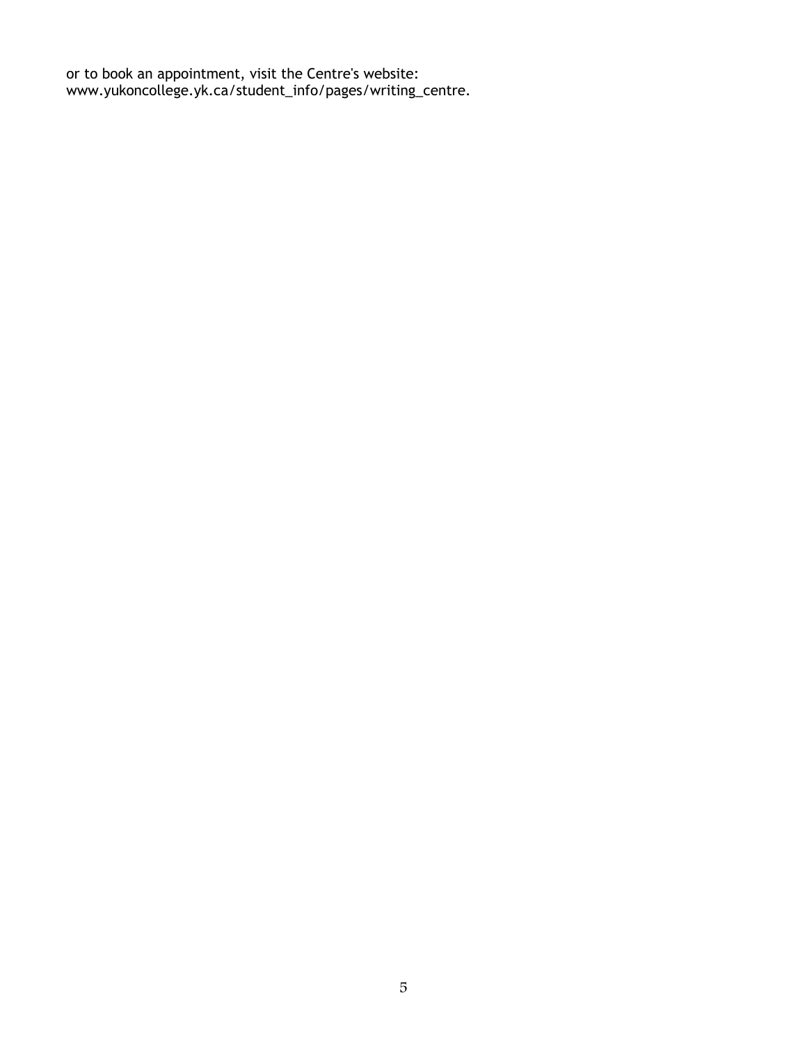or to book an appointment, visit the Centre's website:
www.yukoncollege.yk.ca/student_info/pages/writing_centre.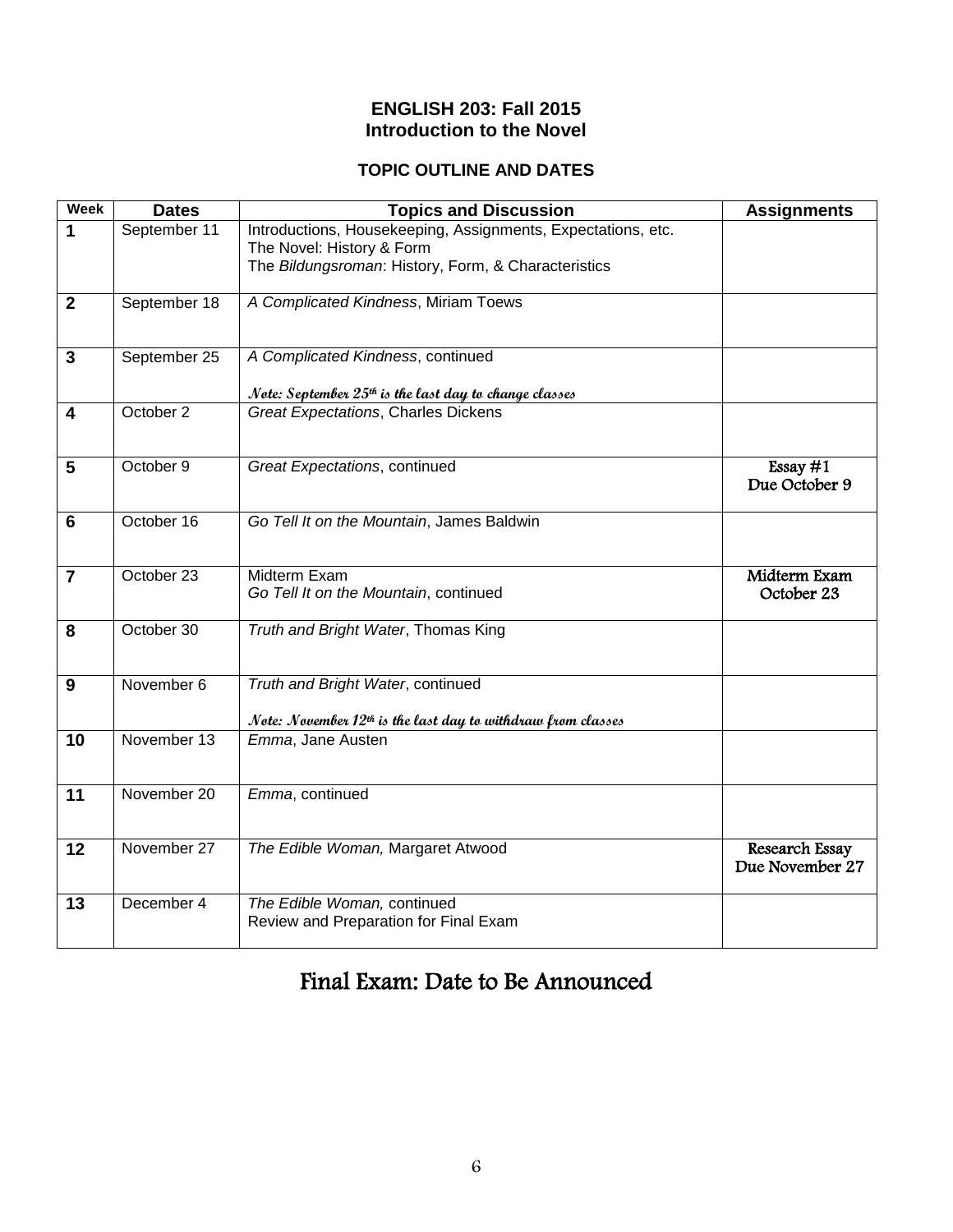**ENGLISH 203: Fall 2015**
**Introduction to the Novel**

**TOPIC OUTLINE AND DATES**

| Week | Dates | Topics and Discussion | Assignments |
|---|---|---|---|
| **1** | September 11 | Introductions, Housekeeping, Assignments, Expectations, etc.<br>The Novel: History & Form<br>The *Bildungsroman*: History, Form, & Characteristics | |
| **2** | September 18 | *A Complicated Kindness*, Miriam Toews | |
| **3** | September 25 | *A Complicated Kindness*, continued<br>*Note: September 25th is the last day to change classes* | |
| **4** | October 2 | *Great Expectations*, Charles Dickens | |
| **5** | October 9 | *Great Expectations*, continued | Essay #1<br>Due October 9 |
| **6** | October 16 | *Go Tell It on the Mountain*, James Baldwin | |
| **7** | October 23 | Midterm Exam<br>*Go Tell It on the Mountain*, continued | Midterm Exam<br>October 23 |
| **8** | October 30 | *Truth and Bright Water*, Thomas King | |
| **9** | November 6 | *Truth and Bright Water*, continued<br>*Note: November 12th is the last day to withdraw from classes* | |
| **10** | November 13 | *Emma*, Jane Austen | |
| **11** | November 20 | *Emma*, continued | |
| **12** | November 27 | *The Edible Woman,* Margaret Atwood | Research Essay<br>Due November 27 |
| **13** | December 4 | *The Edible Woman,* continued<br>Review and Preparation for Final Exam | |

## Final Exam: Date to Be Announced